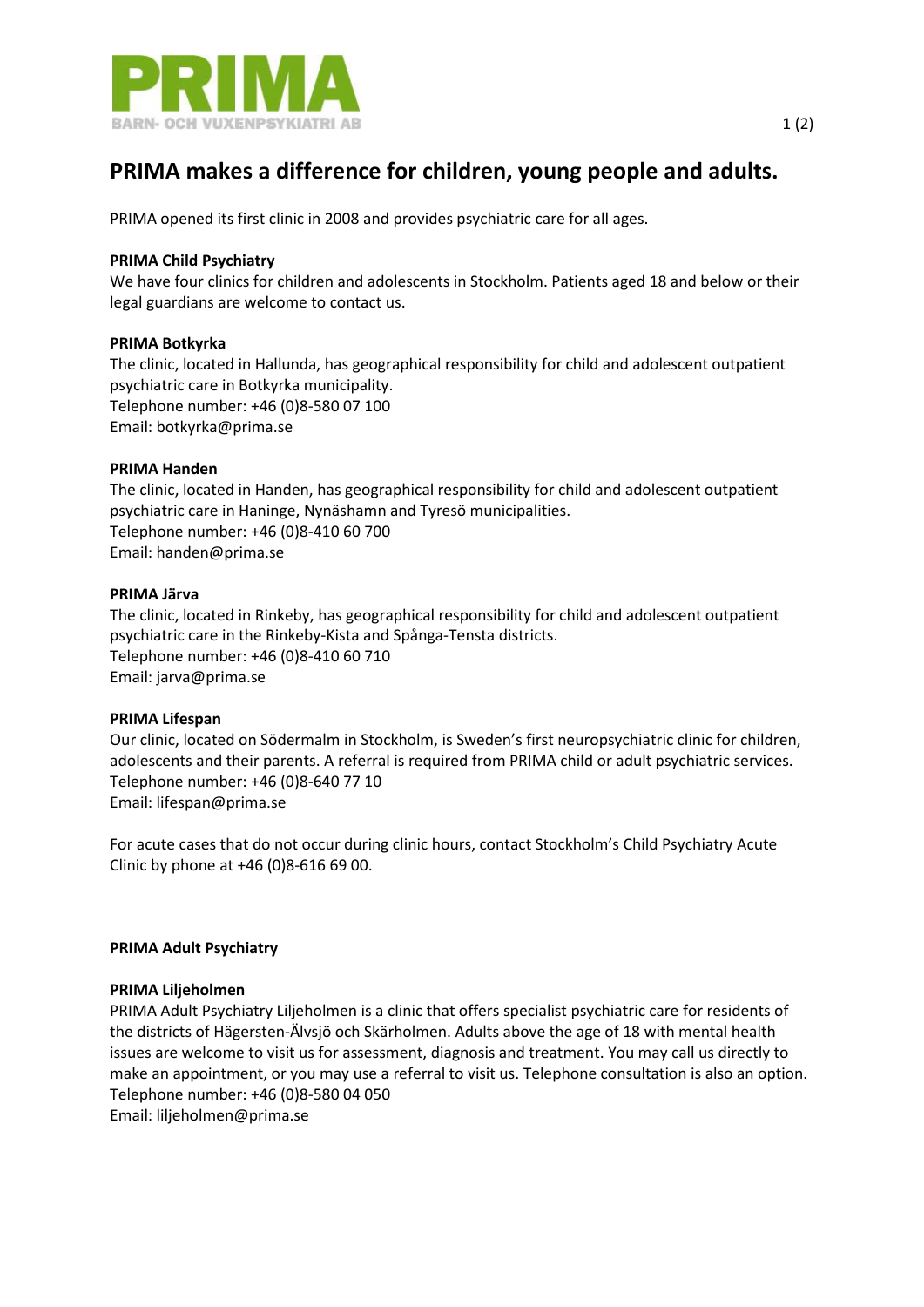PRIMA

BARN- OCH VUXENPSYKIATRI AB

# PRIMA makes a difference for children, young people and adults.

PRIMA opened its first clinic in 2008 and provides psychiatric care for all ages.

## PRIMA Child Psychiatry

We have four clinics for children and adolescents in Stockholm. Patients aged 18 and below or their legal guardians are welcome to contact us.

### PRIMA Botkyrka

The clinic, located in Hallunda, has geographical responsibility for child and adolescent outpatient psychiatric care in Botkyrka municipality.  
Telephone number: +46 (0)8-580 07 100  
Email: botkyrka@prima.se

### PRIMA Handen

The clinic, located in Handen, has geographical responsibility for child and adolescent outpatient psychiatric care in Haninge, Nynäshamn and Tyresö municipalities.  
Telephone number: +46 (0)8-410 60 700  
Email: handen@prima.se

### PRIMA Järva

The clinic, located in Rinkeby, has geographical responsibility for child and adolescent outpatient psychiatric care in the Rinkeby-Kista and Spånga-Tensta districts.  
Telephone number: +46 (0)8-410 60 710  
Email: jarva@prima.se

### PRIMA Lifespan

Our clinic, located on Södermalm in Stockholm, is Sweden's first neuropsychiatric clinic for children, adolescents and their parents. A referral is required from PRIMA child or adult psychiatric services.  
Telephone number: +46 (0)8-640 77 10  
Email: lifespan@prima.se

For acute cases that do not occur during clinic hours, contact Stockholm's Child Psychiatry Acute Clinic by phone at +46 (0)8-616 69 00.

## PRIMA Adult Psychiatry

### PRIMA Liljeholmen

PRIMA Adult Psychiatry Liljeholmen is a clinic that offers specialist psychiatric care for residents of the districts of Hägersten-Älvsjö och Skärholmen. Adults above the age of 18 with mental health issues are welcome to visit us for assessment, diagnosis and treatment. You may call us directly to make an appointment, or you may use a referral to visit us. Telephone consultation is also an option.  
Telephone number: +46 (0)8-580 04 050  
Email: liljeholmen@prima.se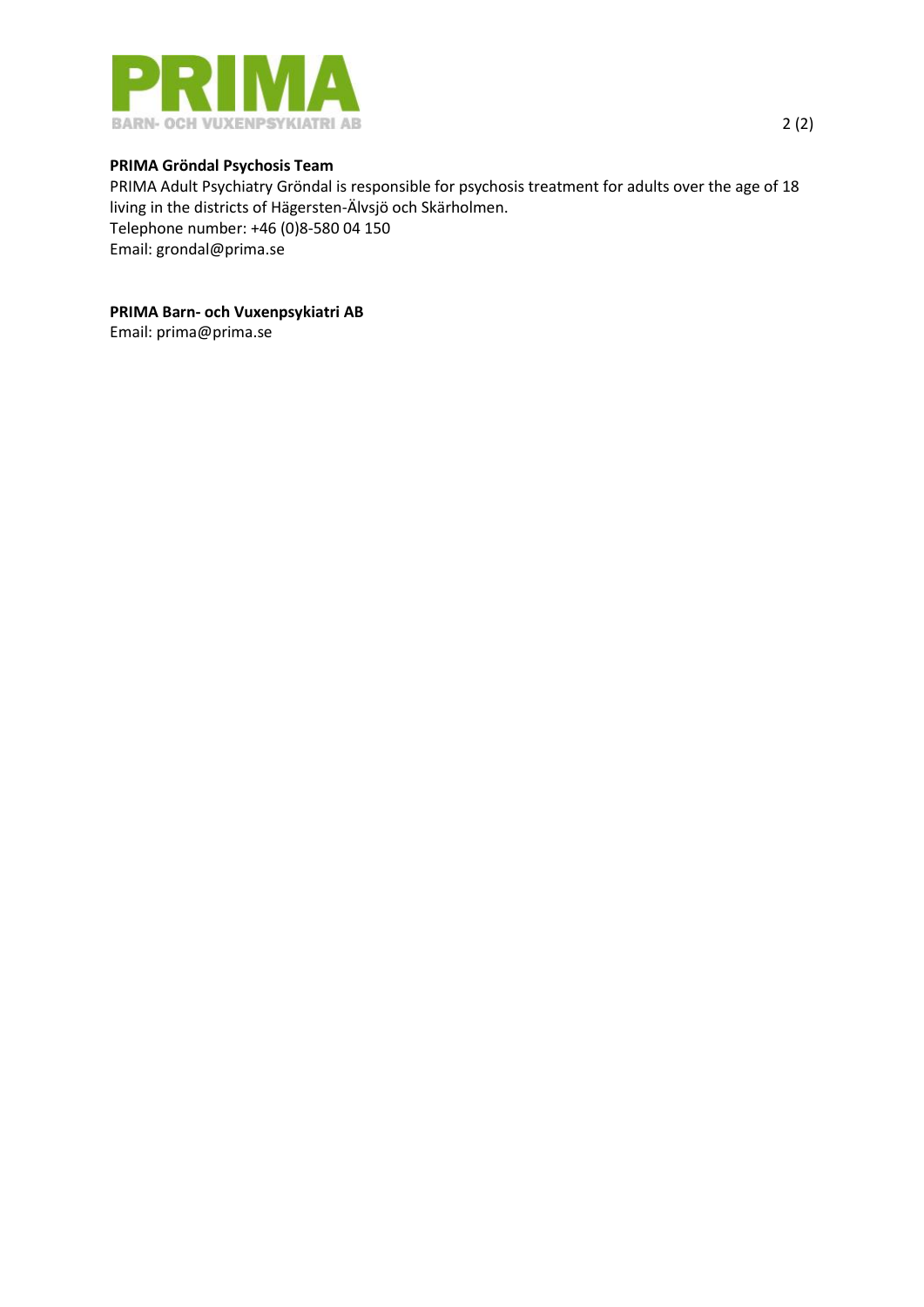**PRIMA Gröndal Psychosis Team**
PRIMA Adult Psychiatry Gröndal is responsible for psychosis treatment for adults over the age of 18 living in the districts of Hägersten-Älvsjö och Skärholmen.
Telephone number: +46 (0)8-580 04 150
Email: grondal@prima.se

**PRIMA Barn- och Vuxenpsykiatri AB**
Email: prima@prima.se